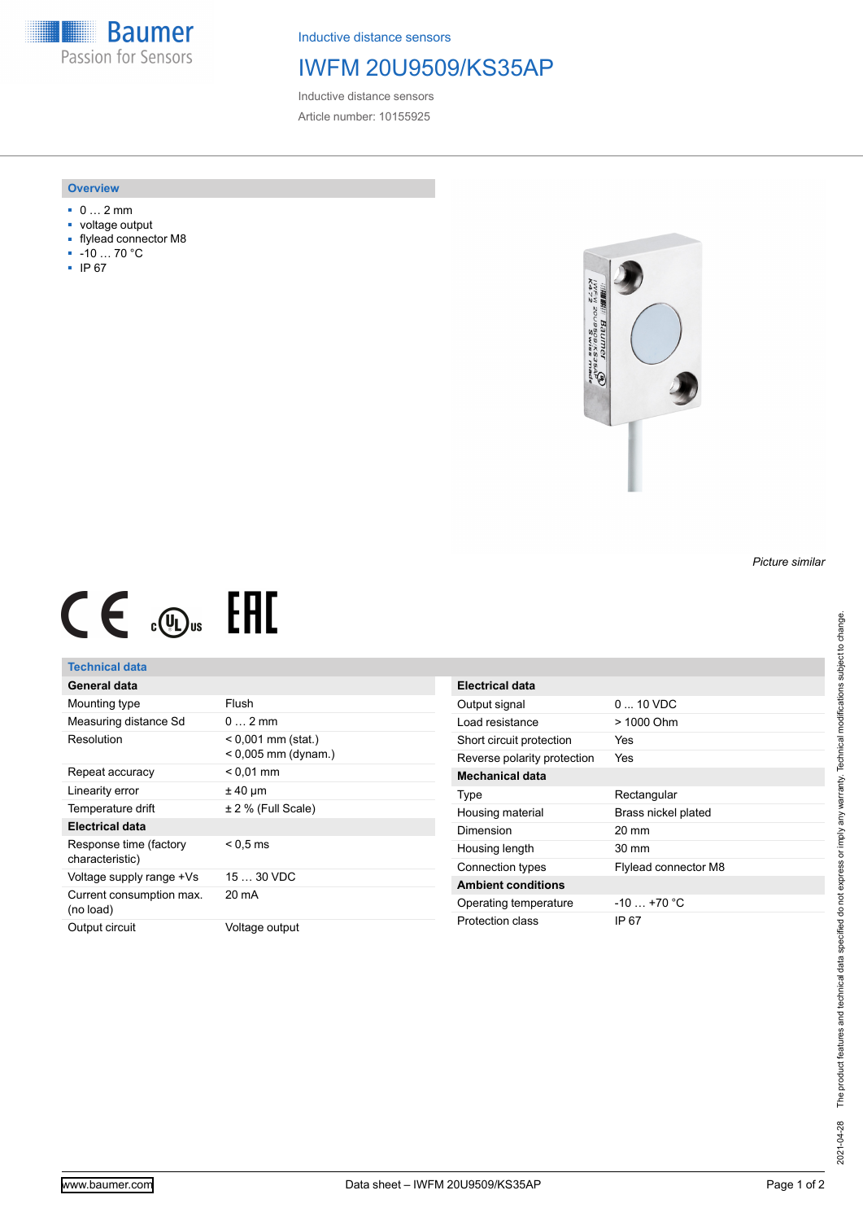Inductive distance sensors

# IWFM 20U9509/KS35AP

Inductive distance sensors

Article number: 10155925

## Overview

- 0 … 2 mm
- voltage output
- flylead connector M8
- -10 … 70 °C
- IP 67

*Picture similar*

## Technical data

| General data | |
|---|---|
| Mounting type | Flush |
| Measuring distance Sd | 0 … 2 mm |
| Resolution | < 0,001 mm (stat.)<br>< 0,005 mm (dynam.) |
| Repeat accuracy | < 0,01 mm |
| Linearity error | ± 40 µm |
| Temperature drift | ± 2 % (Full Scale) |
| **Electrical data** | |
| Response time (factory characteristic) | < 0,5 ms |
| Voltage supply range +Vs | 15 … 30 VDC |
| Current consumption max. (no load) | 20 mA |
| Output circuit | Voltage output |

| Electrical data | |
|---|---|
| Output signal | 0 ... 10 VDC |
| Load resistance | > 1000 Ohm |
| Short circuit protection | Yes |
| Reverse polarity protection | Yes |
| **Mechanical data** | |
| Type | Rectangular |
| Housing material | Brass nickel plated |
| Dimension | 20 mm |
| Housing length | 30 mm |
| Connection types | Flylead connector M8 |
| **Ambient conditions** | |
| Operating temperature | -10 … +70 °C |
| Protection class | IP 67 |

2021-04-28 The product features and technical data specified do not express or imply any warranty. Technical modifications subject to change.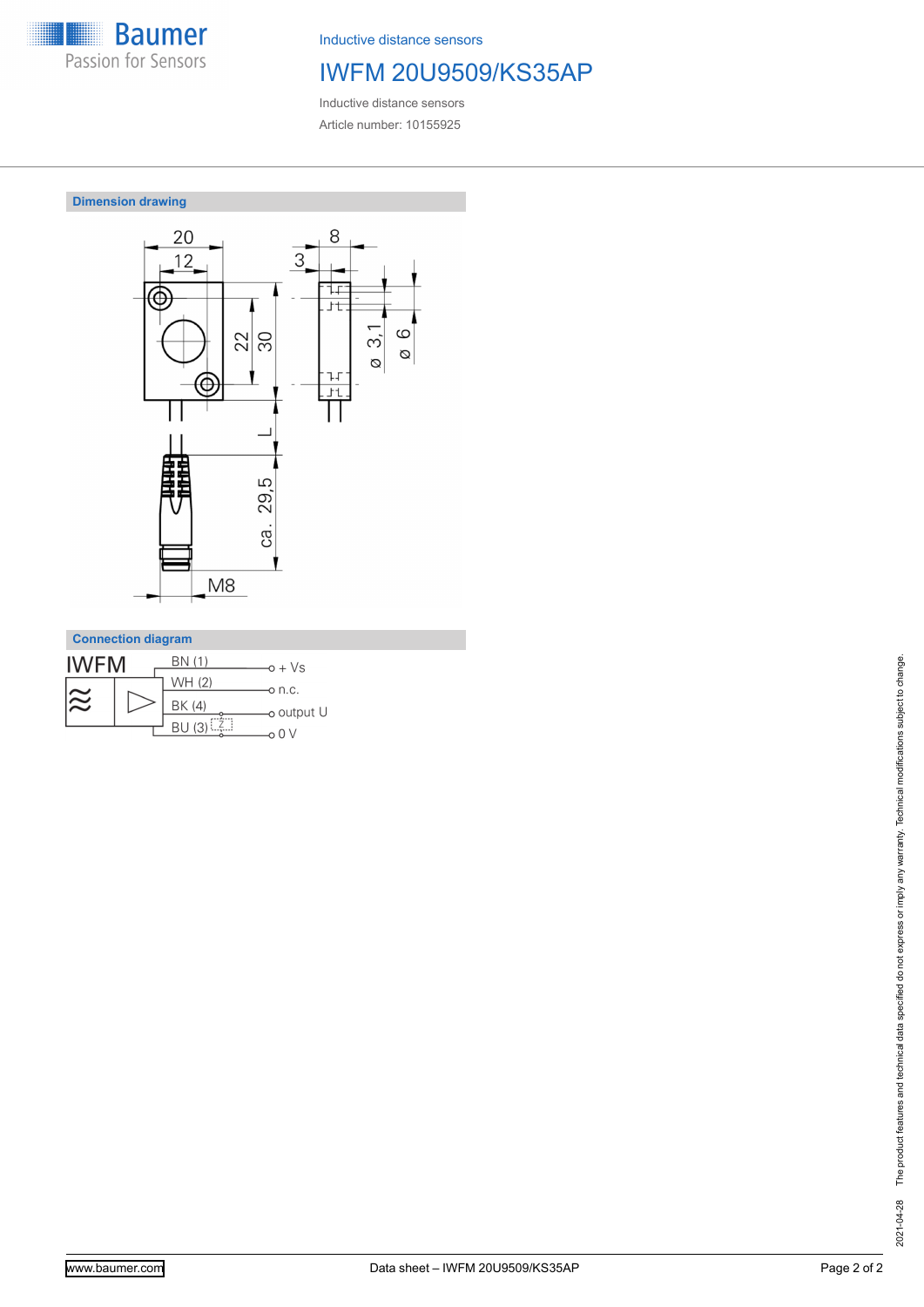Inductive distance sensors

# IWFM 20U9509/KS35AP

Inductive distance sensors

Article number: 10155925

## Dimension drawing

20
12
22
30
L
ca. 29,5
M8
8
3
ø 3,1
ø 6

## Connection diagram

IWFM

BN (1) — + Vs
WH (2) — n.c.
BK (4) — output U
BU (3) — 0 V

2021-04-28 The product features and technical data specified do not express or imply any warranty. Technical modifications subject to change.